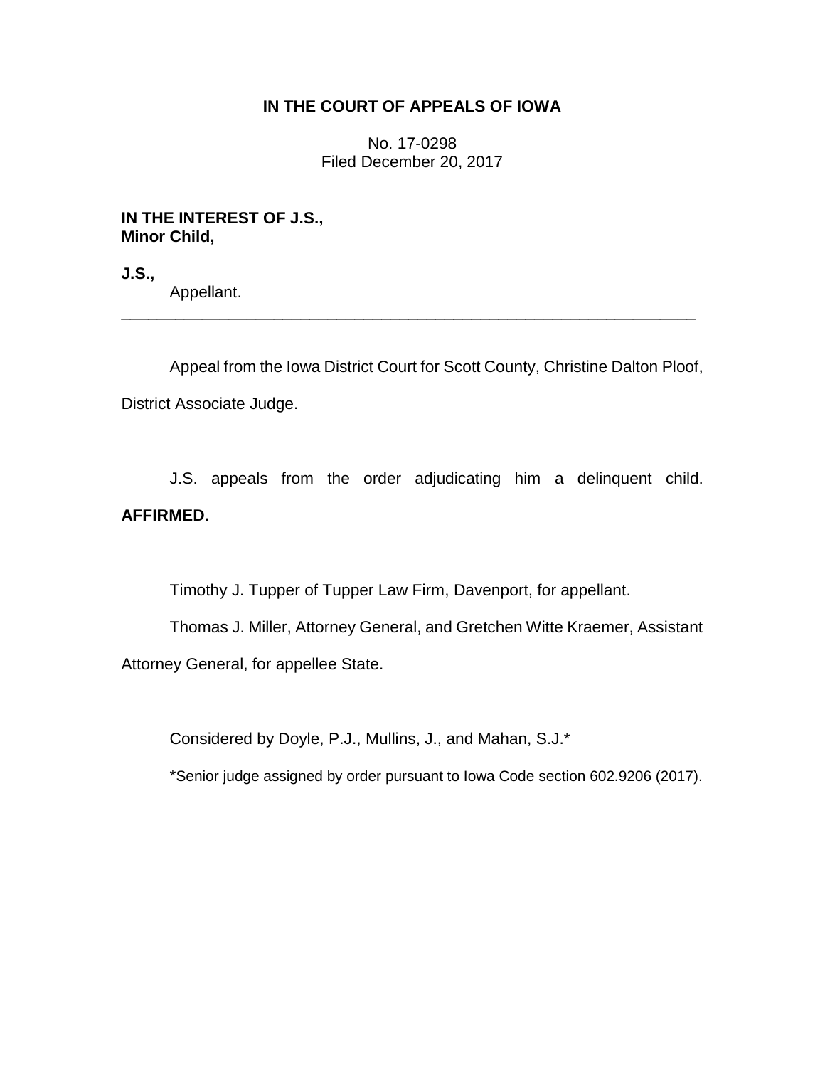# IN THE COURT OF APPEALS OF IOWA

No. 17-0298
Filed December 20, 2017

**IN THE INTEREST OF J.S., Minor Child,**

**J.S.,**
Appellant.

---

Appeal from the Iowa District Court for Scott County, Christine Dalton Ploof, District Associate Judge.

J.S. appeals from the order adjudicating him a delinquent child. **AFFIRMED.**

Timothy J. Tupper of Tupper Law Firm, Davenport, for appellant.

Thomas J. Miller, Attorney General, and Gretchen Witte Kraemer, Assistant Attorney General, for appellee State.

Considered by Doyle, P.J., Mullins, J., and Mahan, S.J.*

*Senior judge assigned by order pursuant to Iowa Code section 602.9206 (2017).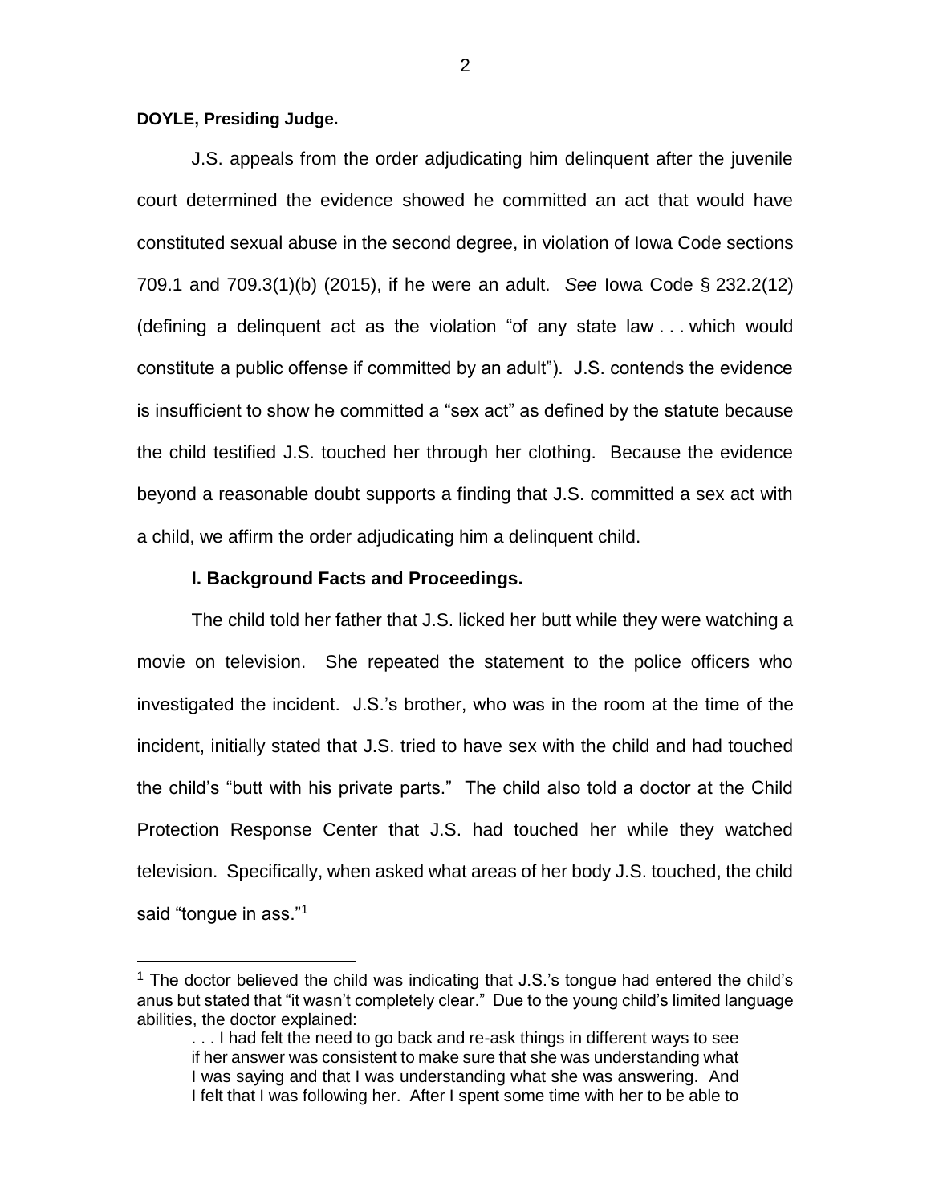**DOYLE, Presiding Judge.**

J.S. appeals from the order adjudicating him delinquent after the juvenile court determined the evidence showed he committed an act that would have constituted sexual abuse in the second degree, in violation of Iowa Code sections 709.1 and 709.3(1)(b) (2015), if he were an adult. *See* Iowa Code § 232.2(12) (defining a delinquent act as the violation "of any state law . . . which would constitute a public offense if committed by an adult"). J.S. contends the evidence is insufficient to show he committed a "sex act" as defined by the statute because the child testified J.S. touched her through her clothing. Because the evidence beyond a reasonable doubt supports a finding that J.S. committed a sex act with a child, we affirm the order adjudicating him a delinquent child.

**I. Background Facts and Proceedings.**

The child told her father that J.S. licked her butt while they were watching a movie on television. She repeated the statement to the police officers who investigated the incident. J.S.'s brother, who was in the room at the time of the incident, initially stated that J.S. tried to have sex with the child and had touched the child's "butt with his private parts." The child also told a doctor at the Child Protection Response Center that J.S. had touched her while they watched television. Specifically, when asked what areas of her body J.S. touched, the child said "tongue in ass."[1]

---

[1] The doctor believed the child was indicating that J.S.'s tongue had entered the child's anus but stated that "it wasn't completely clear." Due to the young child's limited language abilities, the doctor explained:

> . . . I had felt the need to go back and re-ask things in different ways to see if her answer was consistent to make sure that she was understanding what I was saying and that I was understanding what she was answering. And I felt that I was following her. After I spent some time with her to be able to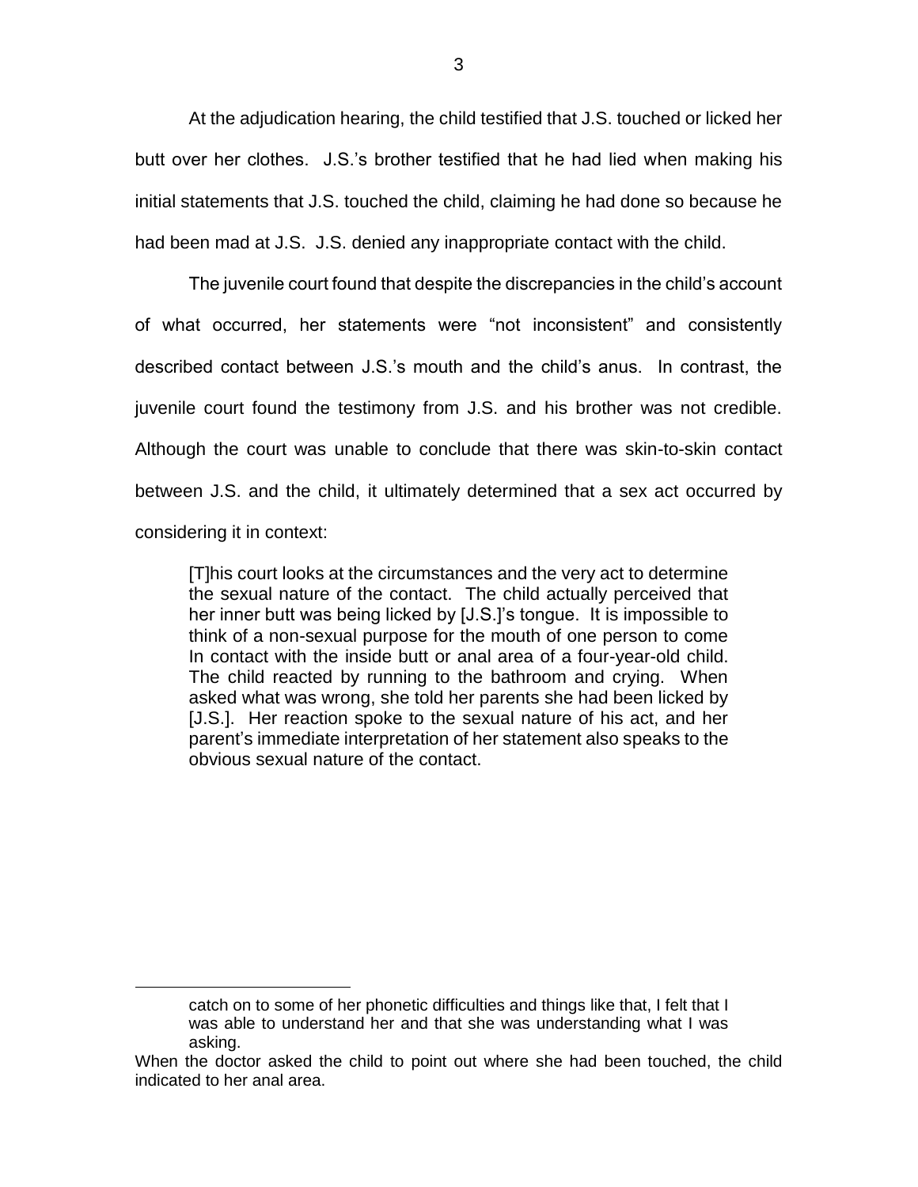At the adjudication hearing, the child testified that J.S. touched or licked her butt over her clothes. J.S.'s brother testified that he had lied when making his initial statements that J.S. touched the child, claiming he had done so because he had been mad at J.S. J.S. denied any inappropriate contact with the child.

The juvenile court found that despite the discrepancies in the child's account of what occurred, her statements were "not inconsistent" and consistently described contact between J.S.'s mouth and the child's anus. In contrast, the juvenile court found the testimony from J.S. and his brother was not credible. Although the court was unable to conclude that there was skin-to-skin contact between J.S. and the child, it ultimately determined that a sex act occurred by considering it in context:

> [T]his court looks at the circumstances and the very act to determine the sexual nature of the contact. The child actually perceived that her inner butt was being licked by [J.S.]'s tongue. It is impossible to think of a non-sexual purpose for the mouth of one person to come In contact with the inside butt or anal area of a four-year-old child. The child reacted by running to the bathroom and crying. When asked what was wrong, she told her parents she had been licked by [J.S.]. Her reaction spoke to the sexual nature of his act, and her parent's immediate interpretation of her statement also speaks to the obvious sexual nature of the contact.

---

> catch on to some of her phonetic difficulties and things like that, I felt that I was able to understand her and that she was understanding what I was asking.

When the doctor asked the child to point out where she had been touched, the child indicated to her anal area.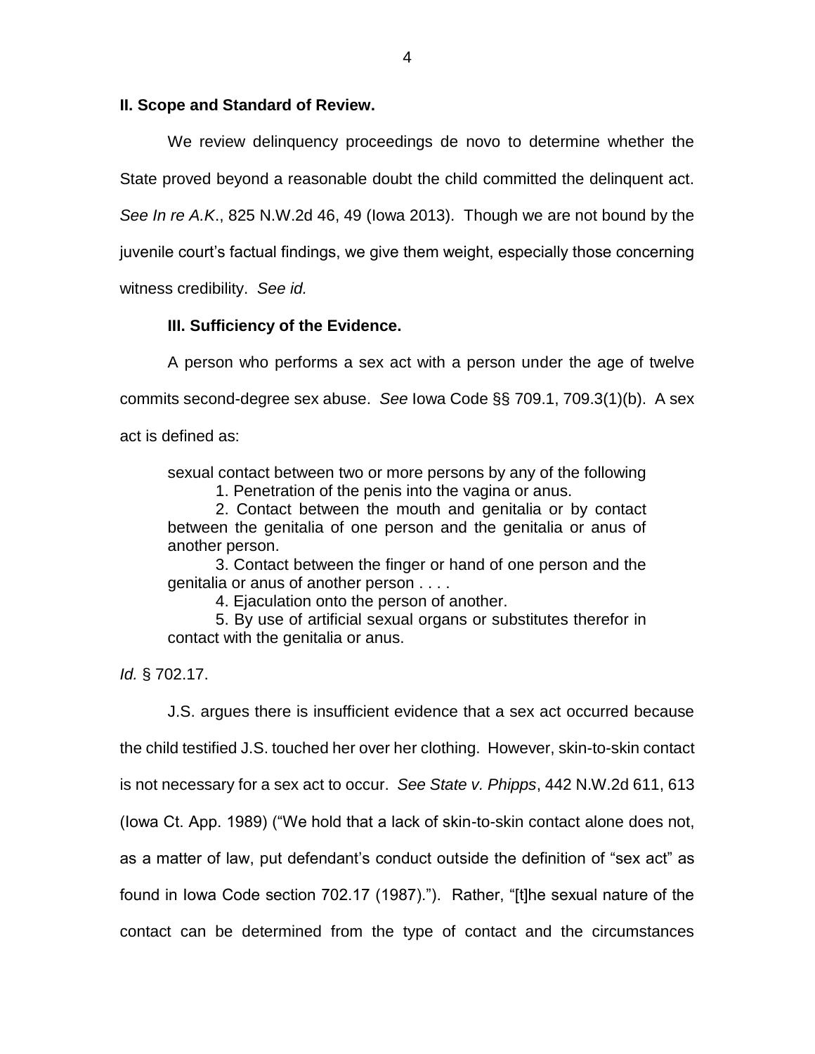## II. Scope and Standard of Review.

We review delinquency proceedings de novo to determine whether the State proved beyond a reasonable doubt the child committed the delinquent act. *See In re A.K*., 825 N.W.2d 46, 49 (Iowa 2013). Though we are not bound by the juvenile court's factual findings, we give them weight, especially those concerning witness credibility. *See id.*

### III. Sufficiency of the Evidence.

A person who performs a sex act with a person under the age of twelve commits second-degree sex abuse. *See* Iowa Code §§ 709.1, 709.3(1)(b). A sex act is defined as:

> sexual contact between two or more persons by any of the following
>
> 1. Penetration of the penis into the vagina or anus.
>
> 2. Contact between the mouth and genitalia or by contact between the genitalia of one person and the genitalia or anus of another person.
>
> 3. Contact between the finger or hand of one person and the genitalia or anus of another person . . . .
>
> 4. Ejaculation onto the person of another.
>
> 5. By use of artificial sexual organs or substitutes therefor in contact with the genitalia or anus.

*Id.* § 702.17.

J.S. argues there is insufficient evidence that a sex act occurred because the child testified J.S. touched her over her clothing. However, skin-to-skin contact is not necessary for a sex act to occur. *See State v. Phipps*, 442 N.W.2d 611, 613 (Iowa Ct. App. 1989) ("We hold that a lack of skin-to-skin contact alone does not, as a matter of law, put defendant's conduct outside the definition of "sex act" as found in Iowa Code section 702.17 (1987)."). Rather, "[t]he sexual nature of the contact can be determined from the type of contact and the circumstances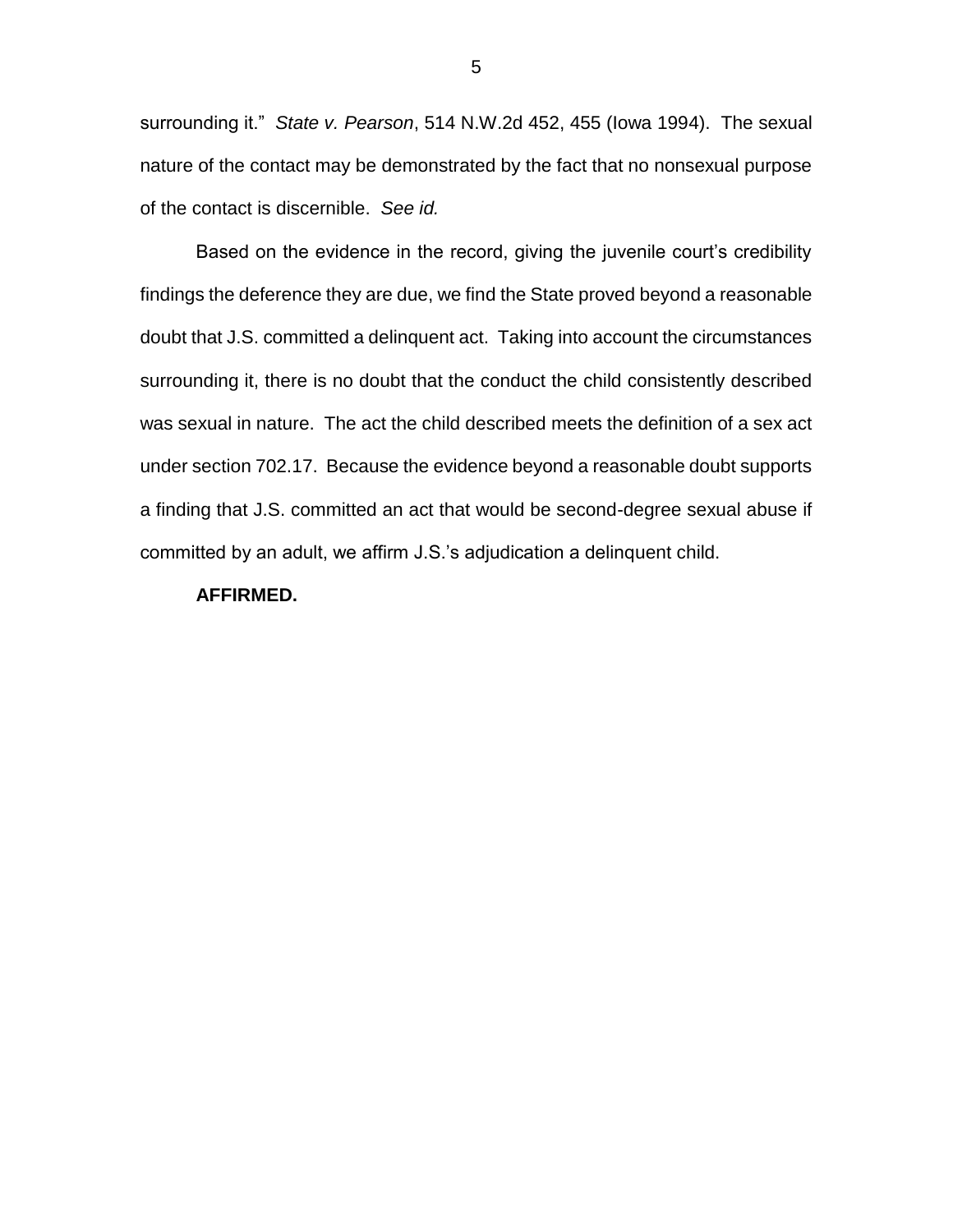surrounding it." *State v. Pearson*, 514 N.W.2d 452, 455 (Iowa 1994). The sexual nature of the contact may be demonstrated by the fact that no nonsexual purpose of the contact is discernible. *See id.*

Based on the evidence in the record, giving the juvenile court's credibility findings the deference they are due, we find the State proved beyond a reasonable doubt that J.S. committed a delinquent act. Taking into account the circumstances surrounding it, there is no doubt that the conduct the child consistently described was sexual in nature. The act the child described meets the definition of a sex act under section 702.17. Because the evidence beyond a reasonable doubt supports a finding that J.S. committed an act that would be second-degree sexual abuse if committed by an adult, we affirm J.S.'s adjudication a delinquent child.

**AFFIRMED.**